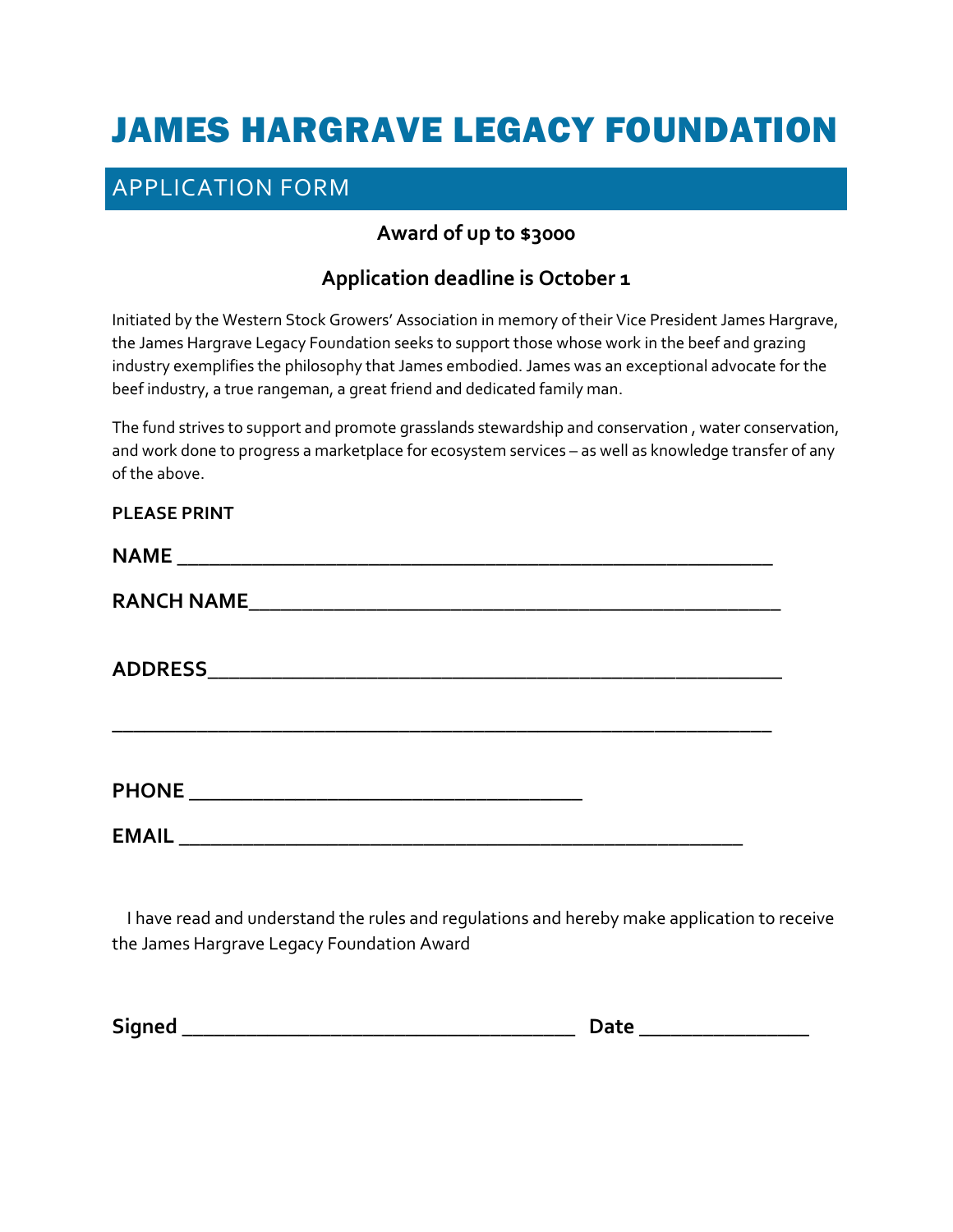# JAMES HARGRAVE LEGACY FOUNDATION

## APPLICATION FORM

**Award of up to $3000**

**Application deadline is October 1**

Initiated by the Western Stock Growers' Association in memory of their Vice President James Hargrave, the James Hargrave Legacy Foundation seeks to support those whose work in the beef and grazing industry exemplifies the philosophy that James embodied. James was an exceptional advocate for the beef industry, a true rangeman, a great friend and dedicated family man.

The fund strives to support and promote grasslands stewardship and conservation , water conservation, and work done to progress a marketplace for ecosystem services – as well as knowledge transfer of any of the above.

**PLEASE PRINT**

**NAME** ____________________________________________________

**RANCH NAME**______________________________________________

**ADDRESS**_________________________________________________

___________________________________________________________

**PHONE** __________________________________

**EMAIL** _________________________________________________

I have read and understand the rules and regulations and hereby make application to receive the James Hargrave Legacy Foundation Award

**Signed** __________________________________ **Date** _______________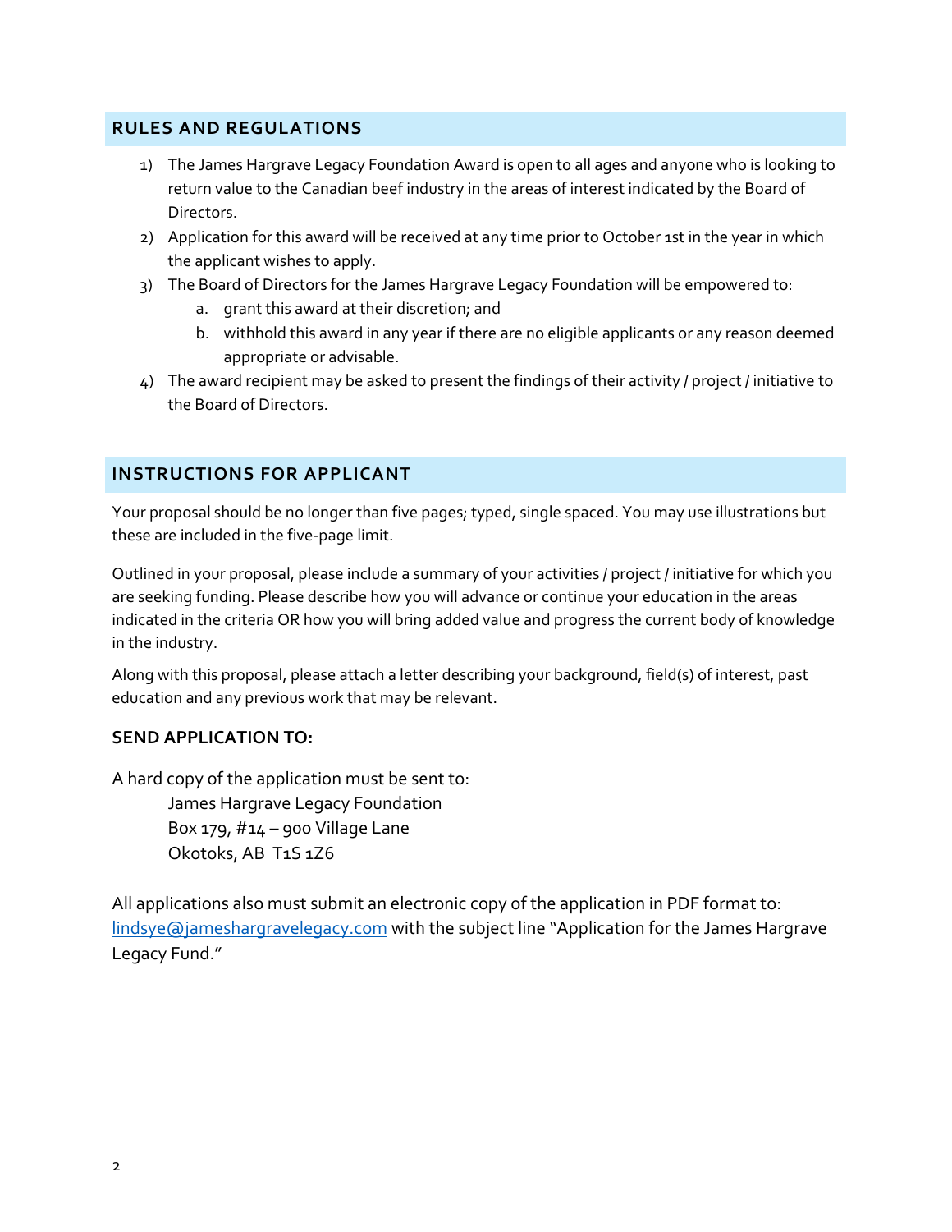## RULES AND REGULATIONS

1) The James Hargrave Legacy Foundation Award is open to all ages and anyone who is looking to return value to the Canadian beef industry in the areas of interest indicated by the Board of Directors.
2) Application for this award will be received at any time prior to October 1st in the year in which the applicant wishes to apply.
3) The Board of Directors for the James Hargrave Legacy Foundation will be empowered to:
   a. grant this award at their discretion; and
   b. withhold this award in any year if there are no eligible applicants or any reason deemed appropriate or advisable.
4) The award recipient may be asked to present the findings of their activity / project / initiative to the Board of Directors.

## INSTRUCTIONS FOR APPLICANT

Your proposal should be no longer than five pages; typed, single spaced. You may use illustrations but these are included in the five-page limit.

Outlined in your proposal, please include a summary of your activities / project / initiative for which you are seeking funding. Please describe how you will advance or continue your education in the areas indicated in the criteria OR how you will bring added value and progress the current body of knowledge in the industry.

Along with this proposal, please attach a letter describing your background, field(s) of interest, past education and any previous work that may be relevant.

### SEND APPLICATION TO:

A hard copy of the application must be sent to:

James Hargrave Legacy Foundation
Box 179, #14 – 900 Village Lane
Okotoks, AB T1S 1Z6

All applications also must submit an electronic copy of the application in PDF format to: lindsye@jameshargravelegacy.com with the subject line "Application for the James Hargrave Legacy Fund."